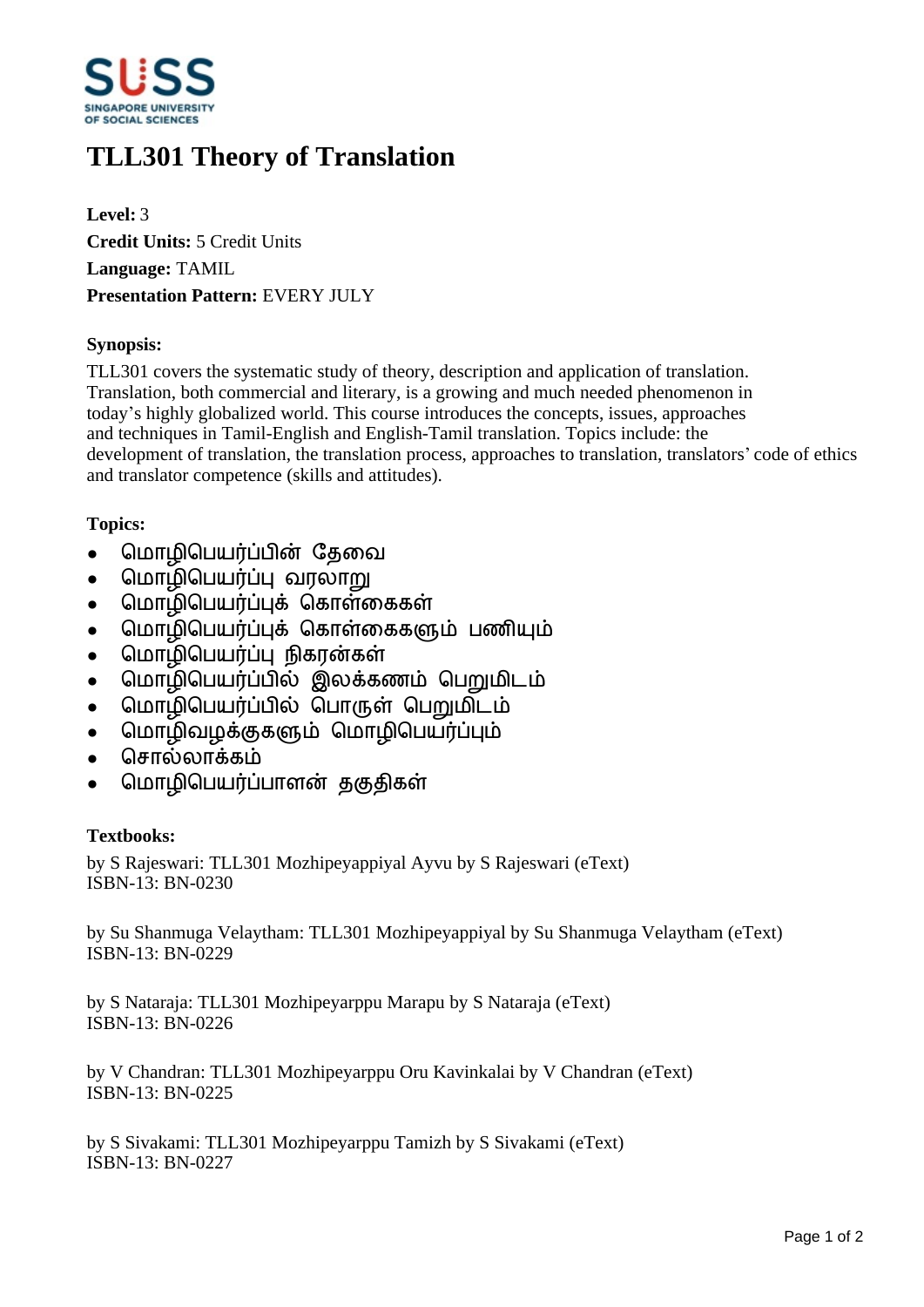# TLL301 Theory of Translation

**Level:** 3
**Credit Units:** 5 Credit Units
**Language:** TAMIL
**Presentation Pattern:** EVERY JULY

**Synopsis:**

TLL301 covers the systematic study of theory, description and application of translation. Translation, both commercial and literary, is a growing and much needed phenomenon in today's highly globalized world. This course introduces the concepts, issues, approaches and techniques in Tamil-English and English-Tamil translation. Topics include: the development of translation, the translation process, approaches to translation, translators' code of ethics and translator competence (skills and attitudes).

**Topics:**

- மொழிபெயர்ப்பின் தேவை
- மொழிபெயர்ப்பு வரலாறு
- மொழிபெயர்ப்புக் கொள்கைகள்
- மொழிபெயர்ப்புக் கொள்கைகளும் பணியும்
- மொழிபெயர்ப்பு நிகரன்கள்
- மொழிபெயர்ப்பில் இலக்கணம் பெறுமிடம்
- மொழிபெயர்ப்பில் பொருள் பெறுமிடம்
- மொழிவழக்குகளும் மொழிபெயர்ப்பும்
- சொல்லாக்கம்
- மொழிபெயர்ப்பாளன் தகுதிகள்

**Textbooks:**

by S Rajeswari: TLL301 Mozhipeyappiyal Ayvu by S Rajeswari (eText)
ISBN-13: BN-0230

by Su Shanmuga Velaytham: TLL301 Mozhipeyappiyal by Su Shanmuga Velaytham (eText)
ISBN-13: BN-0229

by S Nataraja: TLL301 Mozhipeyarppu Marapu by S Nataraja (eText)
ISBN-13: BN-0226

by V Chandran: TLL301 Mozhipeyarppu Oru Kavinkalai by V Chandran (eText)
ISBN-13: BN-0225

by S Sivakami: TLL301 Mozhipeyarppu Tamizh by S Sivakami (eText)
ISBN-13: BN-0227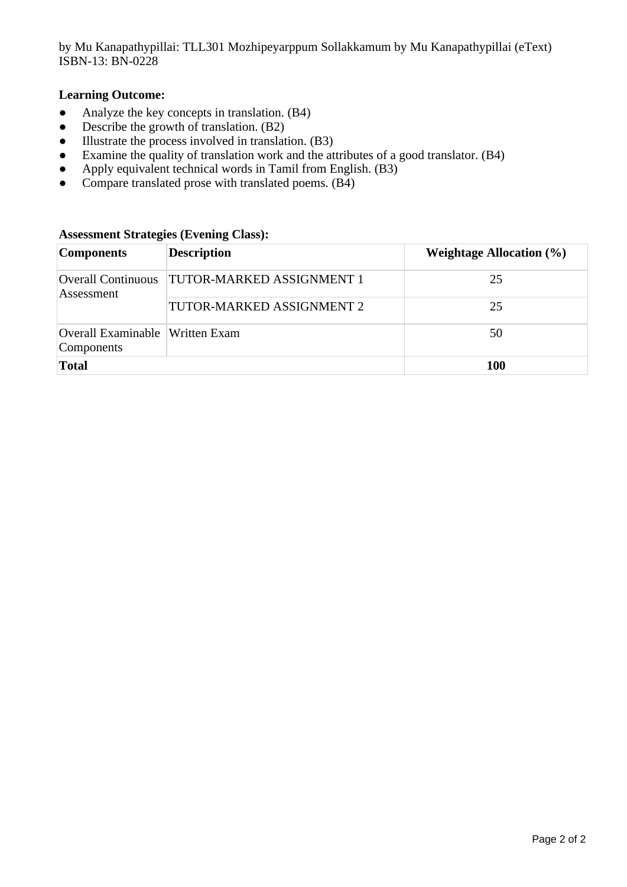by Mu Kanapathypillai: TLL301 Mozhipeyarppum Sollakkamum by Mu Kanapathypillai (eText)
ISBN-13: BN-0228

**Learning Outcome:**

- Analyze the key concepts in translation. (B4)
- Describe the growth of translation. (B2)
- Illustrate the process involved in translation. (B3)
- Examine the quality of translation work and the attributes of a good translator. (B4)
- Apply equivalent technical words in Tamil from English. (B3)
- Compare translated prose with translated poems. (B4)

**Assessment Strategies (Evening Class):**

| Components | Description | Weightage Allocation (%) |
|---|---|---|
| Overall Continuous Assessment | TUTOR-MARKED ASSIGNMENT 1 | 25 |
| | TUTOR-MARKED ASSIGNMENT 2 | 25 |
| Overall Examinable Components | Written Exam | 50 |
| **Total** | | **100** |